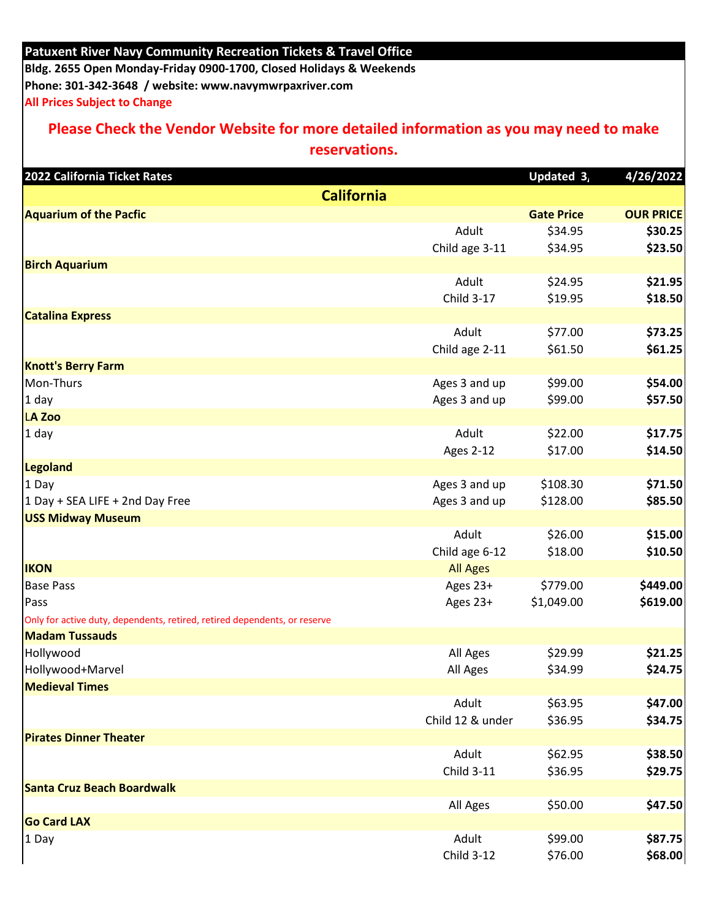**Patuxent River Navy Community Recreation Tickets & Travel Office**

**Bldg. 2655 Open Monday-Friday 0900-1700, Closed Holidays & Weekends**

**Phone: 301-342-3648 / website: www.navymwrpaxriver.com**

**All Prices Subject to Change**

## Please Check the Vendor Website for more detailed information as you may need to make reservations.

| 2022 California Ticket Rates | | Updated 3, | 4/26/2022 |
|---|---|---|---|
| **California** | | | |
| **Aquarium of the Pacfic** | | **Gate Price** | **OUR PRICE** |
| | Adult | $34.95 | **$30.25** |
| | Child age 3-11 | $34.95 | **$23.50** |
| **Birch Aquarium** | | | |
| | Adult | $24.95 | **$21.95** |
| | Child 3-17 | $19.95 | **$18.50** |
| **Catalina Express** | | | |
| | Adult | $77.00 | **$73.25** |
| | Child age 2-11 | $61.50 | **$61.25** |
| **Knott's Berry Farm** | | | |
| Mon-Thurs | Ages 3 and up | $99.00 | **$54.00** |
| 1 day | Ages 3 and up | $99.00 | **$57.50** |
| **LA Zoo** | | | |
| 1 day | Adult | $22.00 | **$17.75** |
| | Ages 2-12 | $17.00 | **$14.50** |
| **Legoland** | | | |
| 1 Day | Ages 3 and up | $108.30 | **$71.50** |
| 1 Day + SEA LIFE + 2nd Day Free | Ages 3 and up | $128.00 | **$85.50** |
| **USS Midway Museum** | | | |
| | Adult | $26.00 | **$15.00** |
| | Child age 6-12 | $18.00 | **$10.50** |
| **IKON** | All Ages | | |
| Base Pass | Ages 23+ | $779.00 | **$449.00** |
| Pass | Ages 23+ | $1,049.00 | **$619.00** |
| Only for active duty, dependents, retired, retired dependents, or reserve | | | |
| **Madam Tussauds** | | | |
| Hollywood | All Ages | $29.99 | **$21.25** |
| Hollywood+Marvel | All Ages | $34.99 | **$24.75** |
| **Medieval Times** | | | |
| | Adult | $63.95 | **$47.00** |
| | Child 12 & under | $36.95 | **$34.75** |
| **Pirates Dinner Theater** | | | |
| | Adult | $62.95 | **$38.50** |
| | Child 3-11 | $36.95 | **$29.75** |
| **Santa Cruz Beach Boardwalk** | | | |
| | All Ages | $50.00 | **$47.50** |
| **Go Card LAX** | | | |
| 1 Day | Adult | $99.00 | **$87.75** |
| | Child 3-12 | $76.00 | **$68.00** |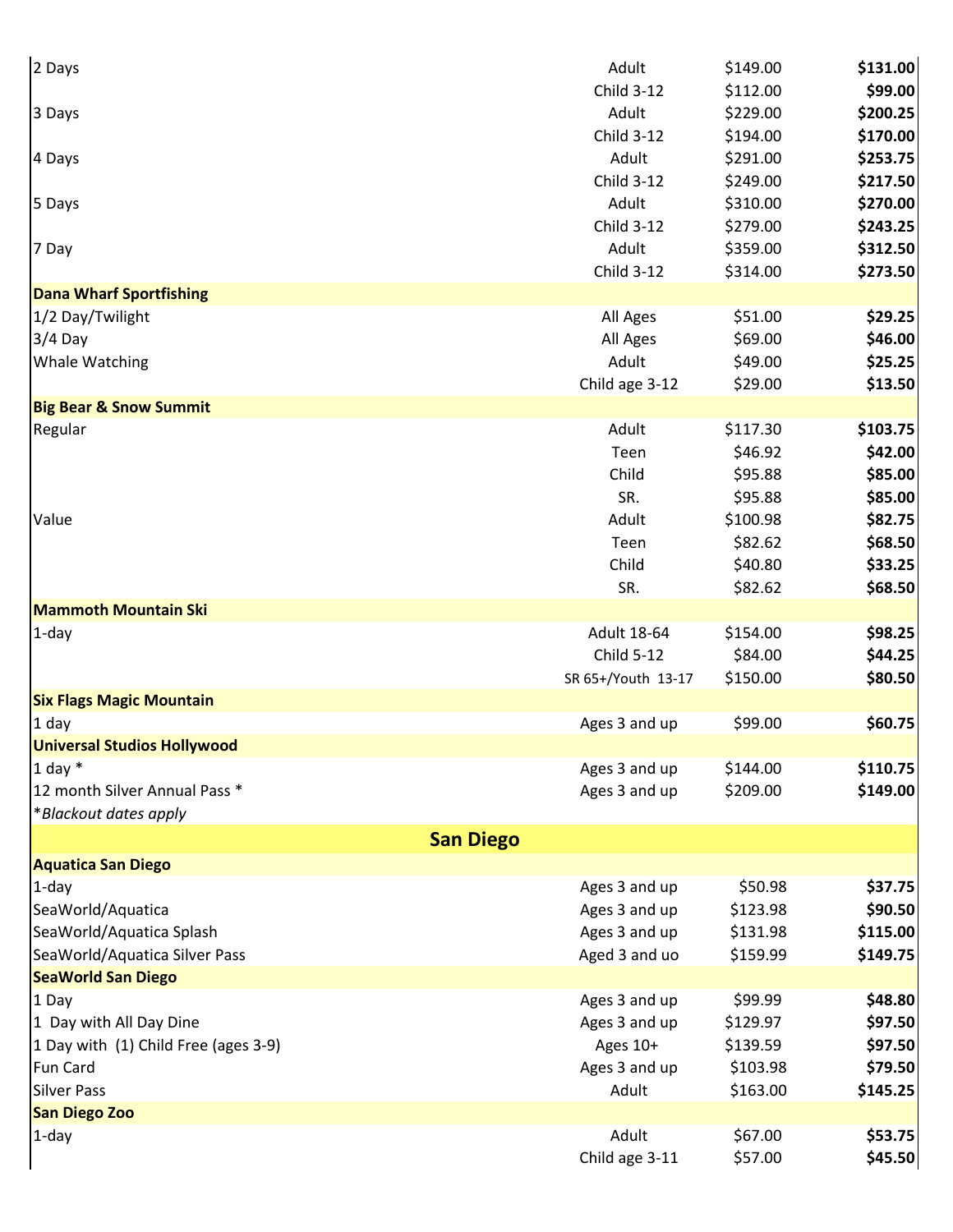| | | | |
|---|---|---|---|
| 2 Days | Adult | $149.00 | **$131.00** |
| | Child 3-12 | $112.00 | **$99.00** |
| 3 Days | Adult | $229.00 | **$200.25** |
| | Child 3-12 | $194.00 | **$170.00** |
| 4 Days | Adult | $291.00 | **$253.75** |
| | Child 3-12 | $249.00 | **$217.50** |
| 5 Days | Adult | $310.00 | **$270.00** |
| | Child 3-12 | $279.00 | **$243.25** |
| 7 Day | Adult | $359.00 | **$312.50** |
| | Child 3-12 | $314.00 | **$273.50** |
| **Dana Wharf Sportfishing** | | | |
| 1/2 Day/Twilight | All Ages | $51.00 | **$29.25** |
| 3/4 Day | All Ages | $69.00 | **$46.00** |
| Whale Watching | Adult | $49.00 | **$25.25** |
| | Child age 3-12 | $29.00 | **$13.50** |
| **Big Bear & Snow Summit** | | | |
| Regular | Adult | $117.30 | **$103.75** |
| | Teen | $46.92 | **$42.00** |
| | Child | $95.88 | **$85.00** |
| | SR. | $95.88 | **$85.00** |
| Value | Adult | $100.98 | **$82.75** |
| | Teen | $82.62 | **$68.50** |
| | Child | $40.80 | **$33.25** |
| | SR. | $82.62 | **$68.50** |
| **Mammoth Mountain Ski** | | | |
| 1-day | Adult 18-64 | $154.00 | **$98.25** |
| | Child 5-12 | $84.00 | **$44.25** |
| | SR 65+/Youth 13-17 | $150.00 | **$80.50** |
| **Six Flags Magic Mountain** | | | |
| 1 day | Ages 3 and up | $99.00 | **$60.75** |
| **Universal Studios Hollywood** | | | |
| 1 day * | Ages 3 and up | $144.00 | **$110.75** |
| 12 month Silver Annual Pass * | Ages 3 and up | $209.00 | **$149.00** |
| *\*Blackout dates apply* | | | |

## San Diego

| | | | |
|---|---|---|---|
| **Aquatica San Diego** | | | |
| 1-day | Ages 3 and up | $50.98 | **$37.75** |
| SeaWorld/Aquatica | Ages 3 and up | $123.98 | **$90.50** |
| SeaWorld/Aquatica Splash | Ages 3 and up | $131.98 | **$115.00** |
| SeaWorld/Aquatica Silver Pass | Aged 3 and uo | $159.99 | **$149.75** |
| **SeaWorld San Diego** | | | |
| 1 Day | Ages 3 and up | $99.99 | **$48.80** |
| 1 Day with All Day Dine | Ages 3 and up | $129.97 | **$97.50** |
| 1 Day with (1) Child Free (ages 3-9) | Ages 10+ | $139.59 | **$97.50** |
| Fun Card | Ages 3 and up | $103.98 | **$79.50** |
| Silver Pass | Adult | $163.00 | **$145.25** |
| **San Diego Zoo** | | | |
| 1-day | Adult | $67.00 | **$53.75** |
| | Child age 3-11 | $57.00 | **$45.50** |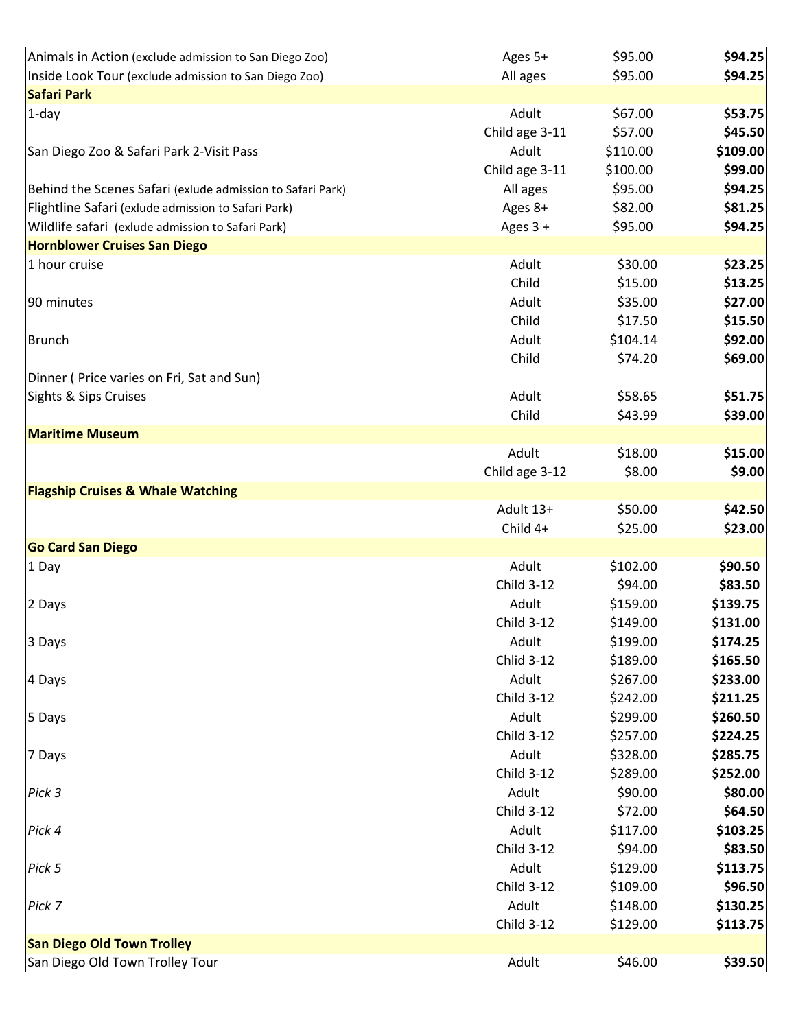| | | | |
|---|---|---|---|
| Animals in Action (exclude admission to San Diego Zoo) | Ages 5+ | $95.00 | **$94.25** |
| Inside Look Tour (exclude admission to San Diego Zoo) | All ages | $95.00 | **$94.25** |
| **Safari Park** | | | |
| 1-day | Adult | $67.00 | **$53.75** |
| | Child age 3-11 | $57.00 | **$45.50** |
| San Diego Zoo & Safari Park 2-Visit Pass | Adult | $110.00 | **$109.00** |
| | Child age 3-11 | $100.00 | **$99.00** |
| Behind the Scenes Safari (exlude admission to Safari Park) | All ages | $95.00 | **$94.25** |
| Flightline Safari (exlude admission to Safari Park) | Ages 8+ | $82.00 | **$81.25** |
| Wildlife safari (exlude admission to Safari Park) | Ages 3 + | $95.00 | **$94.25** |
| **Hornblower Cruises San Diego** | | | |
| 1 hour cruise | Adult | $30.00 | **$23.25** |
| | Child | $15.00 | **$13.25** |
| 90 minutes | Adult | $35.00 | **$27.00** |
| | Child | $17.50 | **$15.50** |
| Brunch | Adult | $104.14 | **$92.00** |
| | Child | $74.20 | **$69.00** |
| Dinner ( Price varies on Fri, Sat and Sun) | | | |
| Sights & Sips Cruises | Adult | $58.65 | **$51.75** |
| | Child | $43.99 | **$39.00** |
| **Maritime Museum** | | | |
| | Adult | $18.00 | **$15.00** |
| | Child age 3-12 | $8.00 | **$9.00** |
| **Flagship Cruises & Whale Watching** | | | |
| | Adult 13+ | $50.00 | **$42.50** |
| | Child 4+ | $25.00 | **$23.00** |
| **Go Card San Diego** | | | |
| 1 Day | Adult | $102.00 | **$90.50** |
| | Child 3-12 | $94.00 | **$83.50** |
| 2 Days | Adult | $159.00 | **$139.75** |
| | Child 3-12 | $149.00 | **$131.00** |
| 3 Days | Adult | $199.00 | **$174.25** |
| | Chlid 3-12 | $189.00 | **$165.50** |
| 4 Days | Adult | $267.00 | **$233.00** |
| | Child 3-12 | $242.00 | **$211.25** |
| 5 Days | Adult | $299.00 | **$260.50** |
| | Child 3-12 | $257.00 | **$224.25** |
| 7 Days | Adult | $328.00 | **$285.75** |
| | Child 3-12 | $289.00 | **$252.00** |
| *Pick 3* | Adult | $90.00 | **$80.00** |
| | Child 3-12 | $72.00 | **$64.50** |
| *Pick 4* | Adult | $117.00 | **$103.25** |
| | Child 3-12 | $94.00 | **$83.50** |
| *Pick 5* | Adult | $129.00 | **$113.75** |
| | Child 3-12 | $109.00 | **$96.50** |
| *Pick 7* | Adult | $148.00 | **$130.25** |
| | Child 3-12 | $129.00 | **$113.75** |
| **San Diego Old Town Trolley** | | | |
| San Diego Old Town Trolley Tour | Adult | $46.00 | **$39.50** |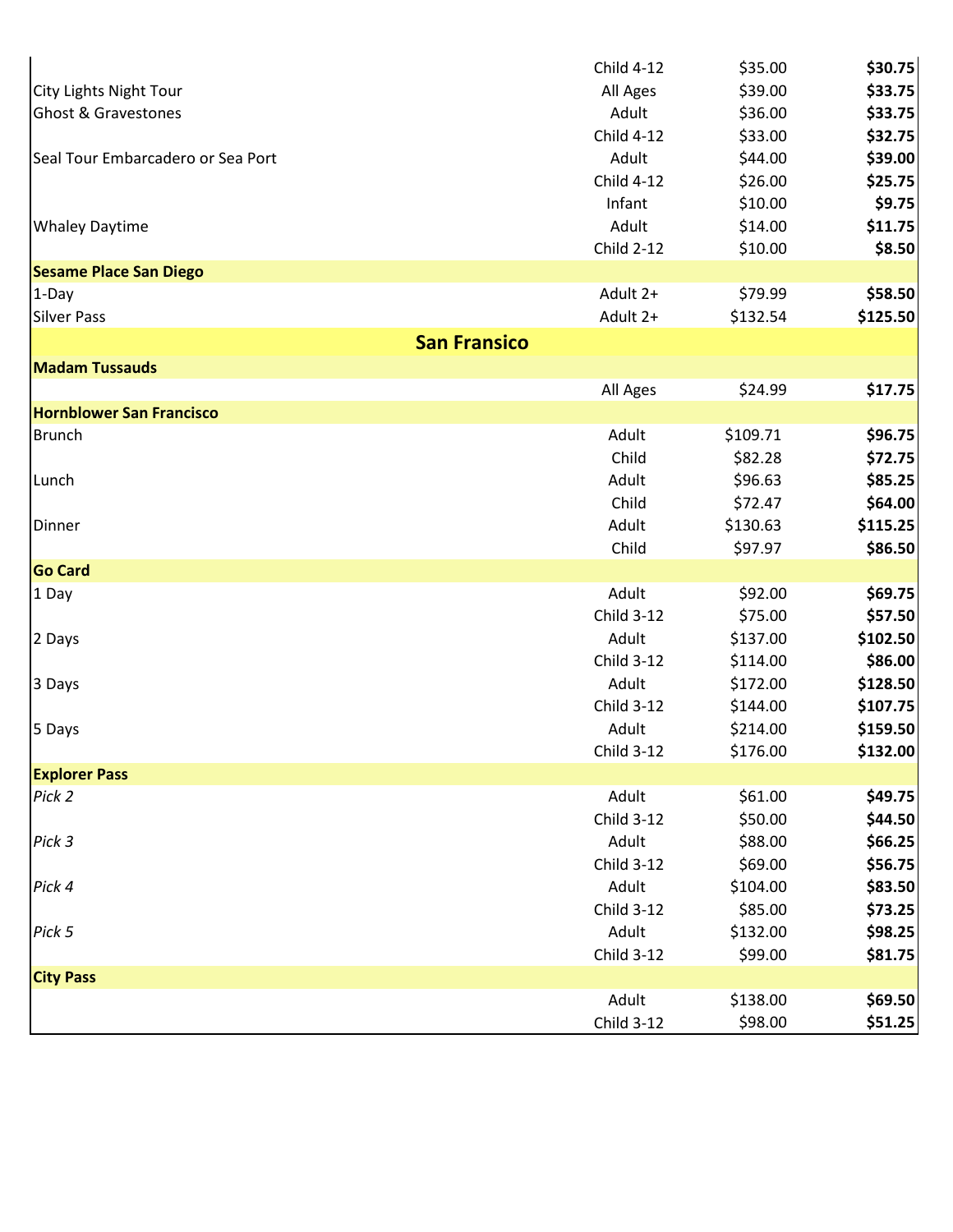| | | | |
|---|---|---|---|
| | Child 4-12 | $35.00 | **$30.75** |
| City Lights Night Tour | All Ages | $39.00 | **$33.75** |
| Ghost & Gravestones | Adult | $36.00 | **$33.75** |
| | Child 4-12 | $33.00 | **$32.75** |
| Seal Tour Embarcadero or Sea Port | Adult | $44.00 | **$39.00** |
| | Child 4-12 | $26.00 | **$25.75** |
| | Infant | $10.00 | **$9.75** |
| Whaley Daytime | Adult | $14.00 | **$11.75** |
| | Child 2-12 | $10.00 | **$8.50** |
| **Sesame Place San Diego** | | | |
| 1-Day | Adult 2+ | $79.99 | **$58.50** |
| Silver Pass | Adult 2+ | $132.54 | **$125.50** |
| **San Fransico** | | | |
| **Madam Tussauds** | | | |
| | All Ages | $24.99 | **$17.75** |
| **Hornblower San Francisco** | | | |
| Brunch | Adult | $109.71 | **$96.75** |
| | Child | $82.28 | **$72.75** |
| Lunch | Adult | $96.63 | **$85.25** |
| | Child | $72.47 | **$64.00** |
| Dinner | Adult | $130.63 | **$115.25** |
| | Child | $97.97 | **$86.50** |
| **Go Card** | | | |
| 1 Day | Adult | $92.00 | **$69.75** |
| | Child 3-12 | $75.00 | **$57.50** |
| 2 Days | Adult | $137.00 | **$102.50** |
| | Child 3-12 | $114.00 | **$86.00** |
| 3 Days | Adult | $172.00 | **$128.50** |
| | Child 3-12 | $144.00 | **$107.75** |
| 5 Days | Adult | $214.00 | **$159.50** |
| | Child 3-12 | $176.00 | **$132.00** |
| **Explorer Pass** | | | |
| *Pick 2* | Adult | $61.00 | **$49.75** |
| | Child 3-12 | $50.00 | **$44.50** |
| *Pick 3* | Adult | $88.00 | **$66.25** |
| | Child 3-12 | $69.00 | **$56.75** |
| *Pick 4* | Adult | $104.00 | **$83.50** |
| | Child 3-12 | $85.00 | **$73.25** |
| *Pick 5* | Adult | $132.00 | **$98.25** |
| | Child 3-12 | $99.00 | **$81.75** |
| **City Pass** | | | |
| | Adult | $138.00 | **$69.50** |
| | Child 3-12 | $98.00 | **$51.25** |